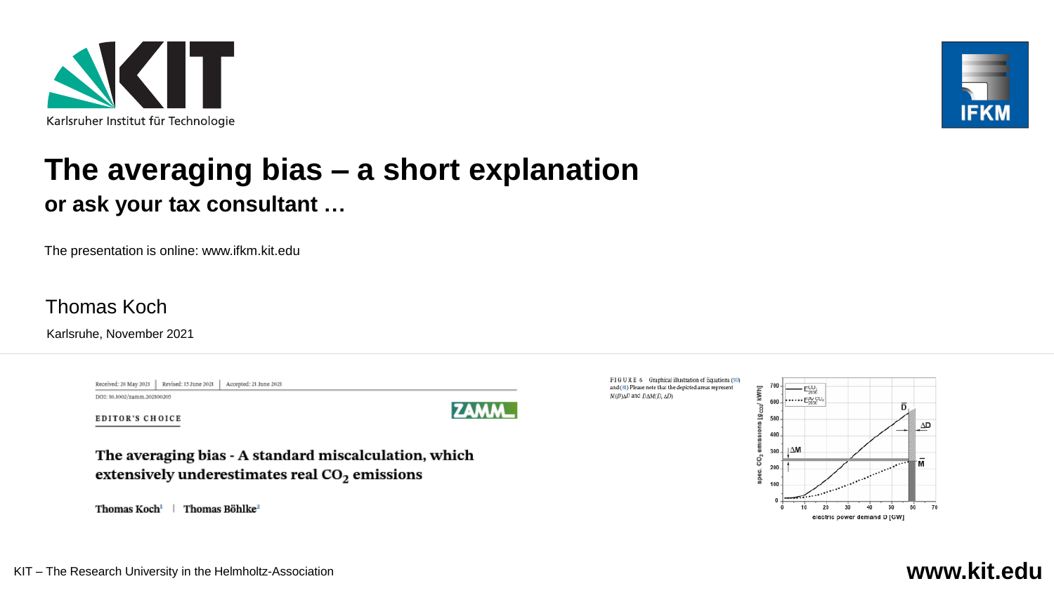Karlsruher Institut für Technologie

IFKM

# The averaging bias – a short explanation

## or ask your tax consultant …

The presentation is online: www.ifkm.kit.edu

Thomas Koch

Karlsruhe, November 2021

Received: 28 May 2021 | Revised: 15 June 2021 | Accepted: 21 June 2021

DOI: 10.1002/zamm.202100205

EDITOR'S CHOICE

ZAMM

**The averaging bias - A standard miscalculation, which extensively underestimates real $CO_2$ emissions**

Thomas Koch[1] | Thomas Böhlke[2]

FIGURE 6 Graphical illustration of Equations (50) and (51) Please note that the depicted areas represent $\bar{M}(\bar{D})\Delta\bar{D}$ and $\bar{D}\Delta\bar{M}(\bar{D}, \Delta\bar{D})$

KIT – The Research University in the Helmholtz-Association

**www.kit.edu**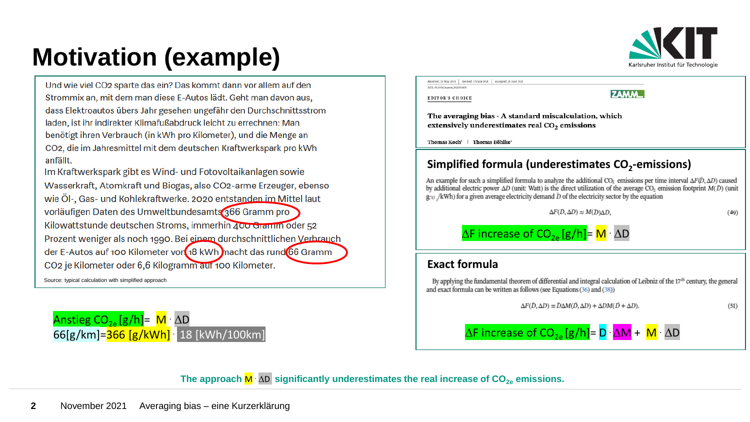# Motivation (example)

Und wie viel CO2 sparte das ein? Das kommt dann vor allem auf den Strommix an, mit dem man diese E-Autos lädt. Geht man davon aus, dass Elektroautos übers Jahr gesehen ungefähr den Durchschnittsstrom laden, ist ihr indirekter Klimafußabdruck leicht zu errechnen: Man benötigt ihren Verbrauch (in kWh pro Kilometer), und die Menge an CO2, die im Jahresmittel mit dem deutschen Kraftwerkspark pro kWh anfällt.

Im Kraftwerkspark gibt es Wind- und Fotovoltaikanlagen sowie Wasserkraft, Atomkraft und Biogas, also CO2-arme Erzeuger, ebenso wie Öl-, Gas- und Kohlekraftwerke. 2020 entstanden im Mittel laut vorläufigen Daten des Umweltbundesamts 366 Gramm pro Kilowattstunde deutschen Stroms, immerhin 400 Gramm oder 52 Prozent weniger als noch 1990. Bei einem durchschnittlichen Verbrauch der E-Autos auf 100 Kilometer von 18 kWh macht das rund 66 Gramm CO2 je Kilometer oder 6,6 Kilogramm auf 100 Kilometer.

Source: typical calculation with simplified approach

Anstieg $CO_{2e}$ [g/h] = $M \cdot \Delta D$

66[g/km] = 366 [g/kWh] $\cdot$ 18 [kWh/100km]

Received: 19 May 2021 | Revised: 12 June 2021 | Accepted: 21 June 2021

DOI: 10.1002/zamm.202100205

EDITOR'S CHOICE

ZAMM

**The averaging bias - A standard miscalculation, which extensively underestimates real $CO_2$ emissions**

Thomas Koch[1] | Thomas Böhlke[2]

## Simplified formula (underestimates $CO_2$-emissions)

An example for such a simplified formula to analyze the additional $CO_2$ emissions per time interval $\Delta F(\bar{D}, \Delta D)$ caused by additional electric power $\Delta D$ (unit: Watt) is the direct utilization of the average $CO_2$ emission footprint $M(D)$ (unit $g_{CO_2}$/kWh) for a given average electricity demand $\bar{D}$ of the electricity sector by the equation

$$\Delta F(D, \Delta D) \approx M(D)\Delta D, \tag{49}$$

$\Delta F$ increase of $CO_{2e}$ [g/h] = $M \cdot \Delta D$

## Exact formula

By applying the fundamental theorem of differential and integral calculation of Leibniz of the 17[th] century, the general and exact formula can be written as follows (see Equations (36) and (38))

$$\Delta F(\bar{D}, \Delta D) = \bar{D}\Delta M(\bar{D}, \Delta D) + \Delta D M(\bar{D} + \Delta D). \tag{51}$$

$\Delta F$ increase of $CO_{2e}$ [g/h] = $D \cdot \Delta M + M \cdot \Delta D$

**The approach $M \cdot \Delta D$ significantly underestimates the real increase of $CO_{2e}$ emissions.**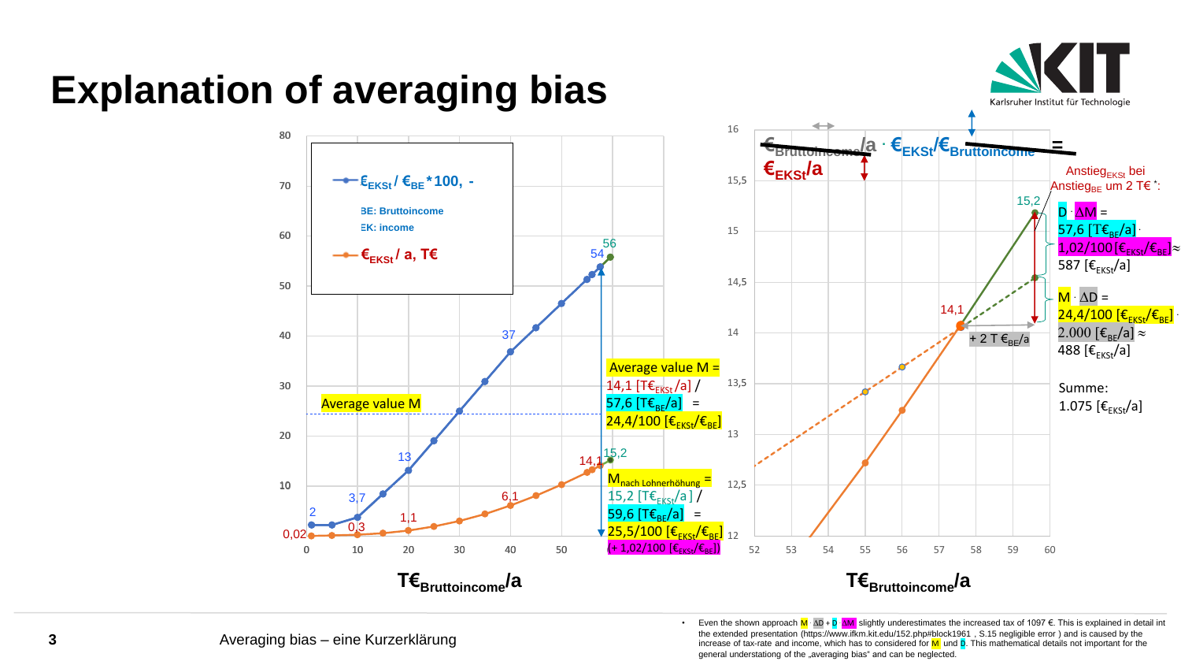# Explanation of averaging bias

Average value M

Average value M = 14,1 [T€$_{EKSt}$/a] / 57,6 [T€$_{BE}$/a] = 24,4/100 [€$_{EKSt}$/€$_{BE}$]

M$_{nach\ Lohnerhöhung}$ = 15,2 [T€$_{EKSt}$/a] / 59,6 [T€$_{BE}$/a] = 25,5/100 [€$_{EKSt}$/€$_{BE}$] (+ 1,02/100 [€$_{EKSt}$/€$_{BE}$])

- €$_{EKSt}$ / €$_{BE}$ * 100, -
- BE: Bruttoincome
- EK: income
- €$_{EKSt}$ / a, T€

T€$_{Bruttoincome}$/a

€$_{Bruttoincome}$/a · €$_{EKSt}$/€$_{Bruttoincome}$ = €$_{EKSt}$/a

Anstieg$_{EKSt}$ bei Anstieg$_{BE}$ um 2 T€ *:

D · ΔM = 57,6 [T€$_{BE}$/a] · 1,02/100 [€$_{EKSt}$/€$_{BE}$] ≈ 587 [€$_{EKSt}$/a]

M · ΔD = 24,4/100 [€$_{EKSt}$/€$_{BE}$] · 2.000 [€$_{BE}$/a] ≈ 488 [€$_{EKSt}$/a]

Summe: 1.075 [€$_{EKSt}$/a]

+ 2 T €$_{BE}$/a

T€$_{Bruttoincome}$/a

* Even the shown approach M · ΔD + D · ΔM slightly underestimates the increased tax of 1097 €. This is explained in detail in the extended presentation (https://www.ifkm.kit.edu/152.php#block1961 , S.15 negligible error ) and is caused by the increase of tax-rate and income, which has to considered for M und D. This mathematical details not important for the general understationg of the „averaging bias" and can be neglected.

Averaging bias – eine Kurzerklärung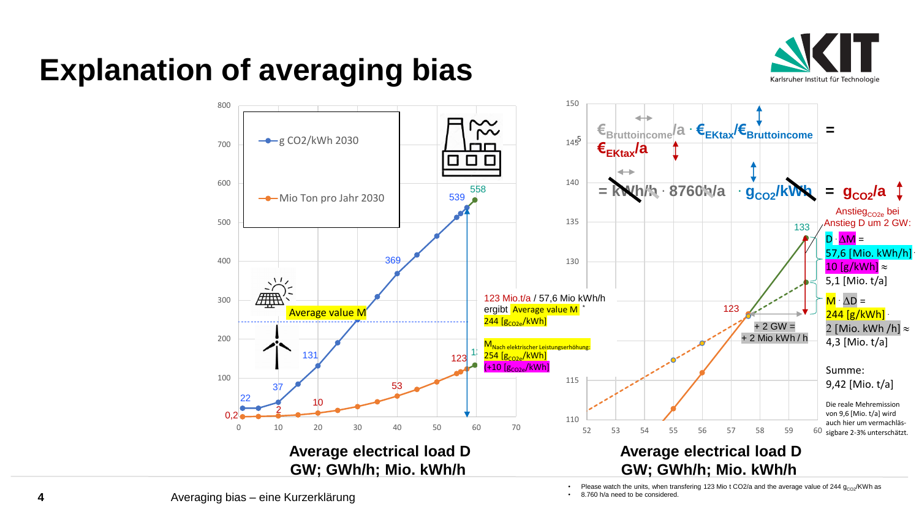# Explanation of averaging bias

g CO2/kWh 2030

Mio Ton pro Jahr 2030

Average value M

123 Mio.t/a / 57,6 Mio kWh/h ergibt Average value M * 244 [$g_{CO2e}$/kWh]

$M_{\text{Nach elektrischer Leistungserhöhung:}}$ 254 [$g_{CO2e}$/kWh] (+10 [$g_{CO2e}$/kWh]

**Average electrical load D**
**GW; GWh/h; Mio. kWh/h**

$€_{Bruttoincome}/a \cdot €_{EKtax}/€_{Bruttoincome}$ = $€_{EKtax}/a$

= kWh/h · 8760h/a · $g_{CO2}$/kWh = $g_{CO2}/a$

Anstieg$_{CO2e}$ bei Anstieg D um 2 GW:

D · ΔM = 57,6 [Mio. kWh/h] · 10 [g/kWh] ≈ 5,1 [Mio. t/a]

M · ΔD = 244 [g/kWh] · 2 [Mio. kWh /h] ≈ 4,3 [Mio. t/a]

Summe: 9,42 [Mio. t/a]

Die reale Mehremission von 9,6 [Mio. t/a] wird auch hier um vermachläs-sigbare 2-3% unterschätzt.

+ 2 GW = + 2 Mio kWh / h

**Average electrical load D**
**GW; GWh/h; Mio. kWh/h**

- Please watch the units, when transfering 123 Mio t CO2/a and the average value of 244 $g_{CO2}$/KWh as
- 8.760 h/a need to be considered.

Averaging bias – eine Kurzerklärung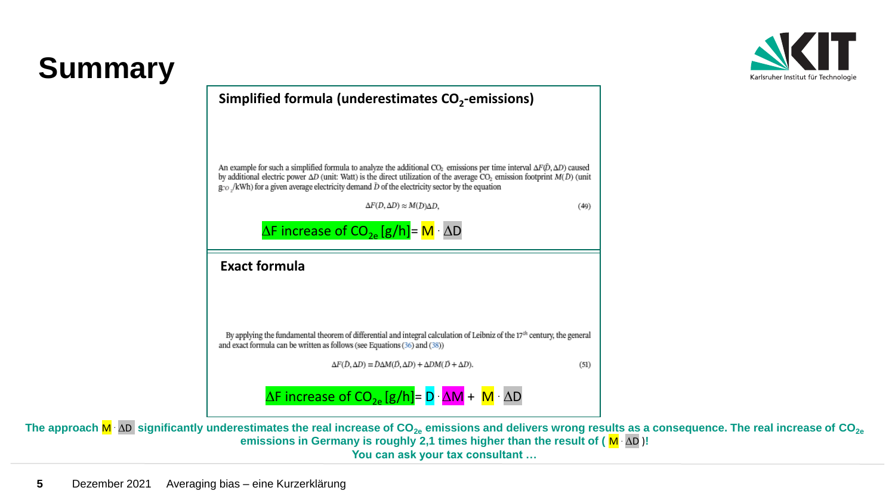# Summary

## Simplified formula (underestimates $CO_2$-emissions)

An example for such a simplified formula to analyze the additional $CO_2$ emissions per time interval $\Delta F(\bar{D}, \Delta D)$ caused by additional electric power $\Delta D$ (unit: Watt) is the direct utilization of the average $CO_2$ emission footprint $M(\bar{D})$ (unit $g_{CO_2}$/kWh) for a given average electricity demand $\bar{D}$ of the electricity sector by the equation

$$\Delta F(D, \Delta D) \approx M(D)\Delta D, \tag{49}$$

$$\Delta F \text{ increase of } CO_{2e} \text{ [g/h]} = M \cdot \Delta D$$

## Exact formula

By applying the fundamental theorem of differential and integral calculation of Leibniz of the 17[th] century, the general and exact formula can be written as follows (see Equations (36) and (38))

$$\Delta F(\bar{D}, \Delta D) = \bar{D}\Delta M(\bar{D}, \Delta D) + \Delta D M(\bar{D} + \Delta D). \tag{51}$$

$$\Delta F \text{ increase of } CO_{2e} \text{ [g/h]} = D \cdot \Delta M + M \cdot \Delta D$$

**The approach $M \cdot \Delta D$ significantly underestimates the real increase of $CO_{2e}$ emissions and delivers wrong results as a consequence. The real increase of $CO_{2e}$ emissions in Germany is roughly 2,1 times higher than the result of ( $M \cdot \Delta D$ )!**

**You can ask your tax consultant …**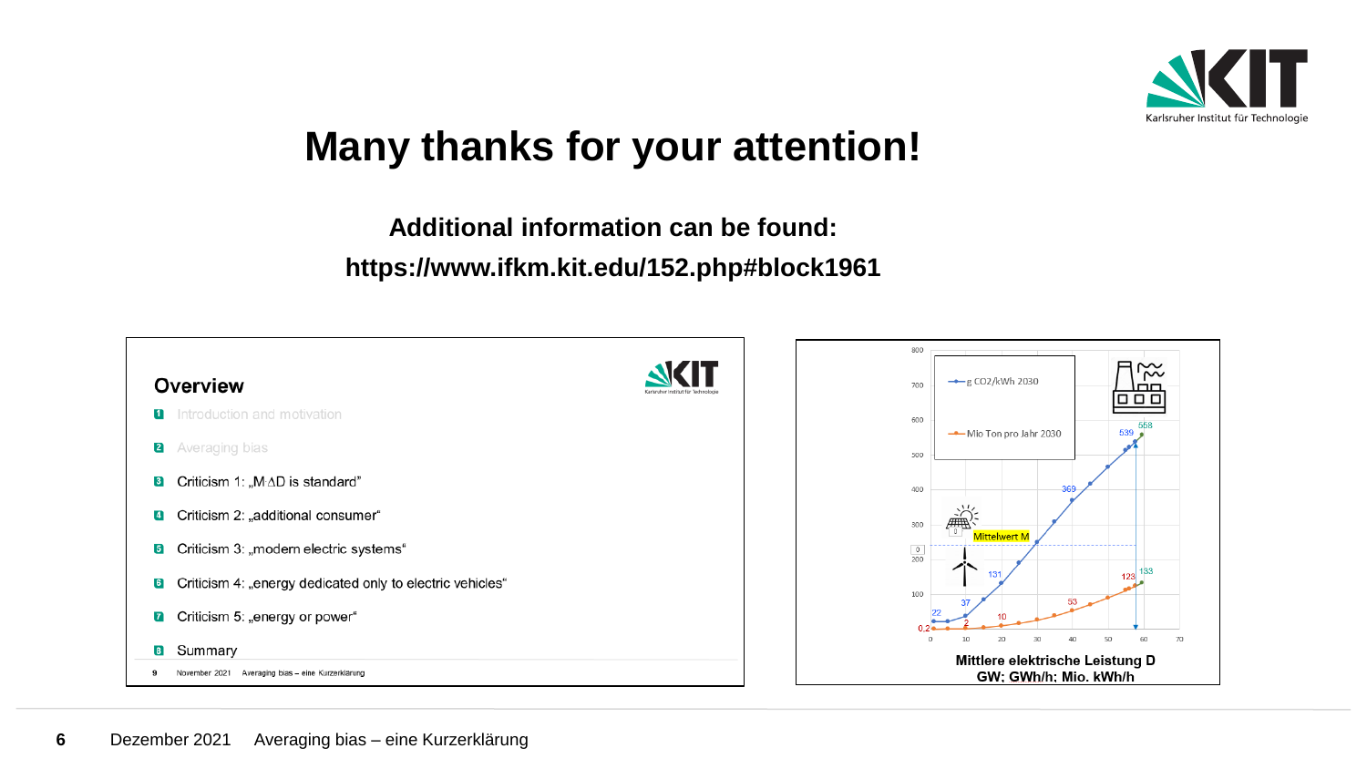# Many thanks for your attention!

**Additional information can be found:**

**https://www.ifkm.kit.edu/152.php#block1961**

## Overview

1. Introduction and motivation
2. Averaging bias
3. Criticism 1: „M·ΔD is standard"
4. Criticism 2: „additional consumer"
5. Criticism 3: „modern electric systems"
6. Criticism 4: „energy dedicated only to electric vehicles"
7. Criticism 5: „energy or power"
8. Summary

9 November 2021 Averaging bias – eine Kurzerklärung

g CO2/kWh 2030

Mio Ton pro Jahr 2030

Mittelwert M

0.2
22
37
131
369
539
558
2
10
53
123
133

0 10 20 30 40 50 60 70

0 100 200 300 400 500 600 700 800

**Mittlere elektrische Leistung D**

**GW; GWh/h; Mio. kWh/h**